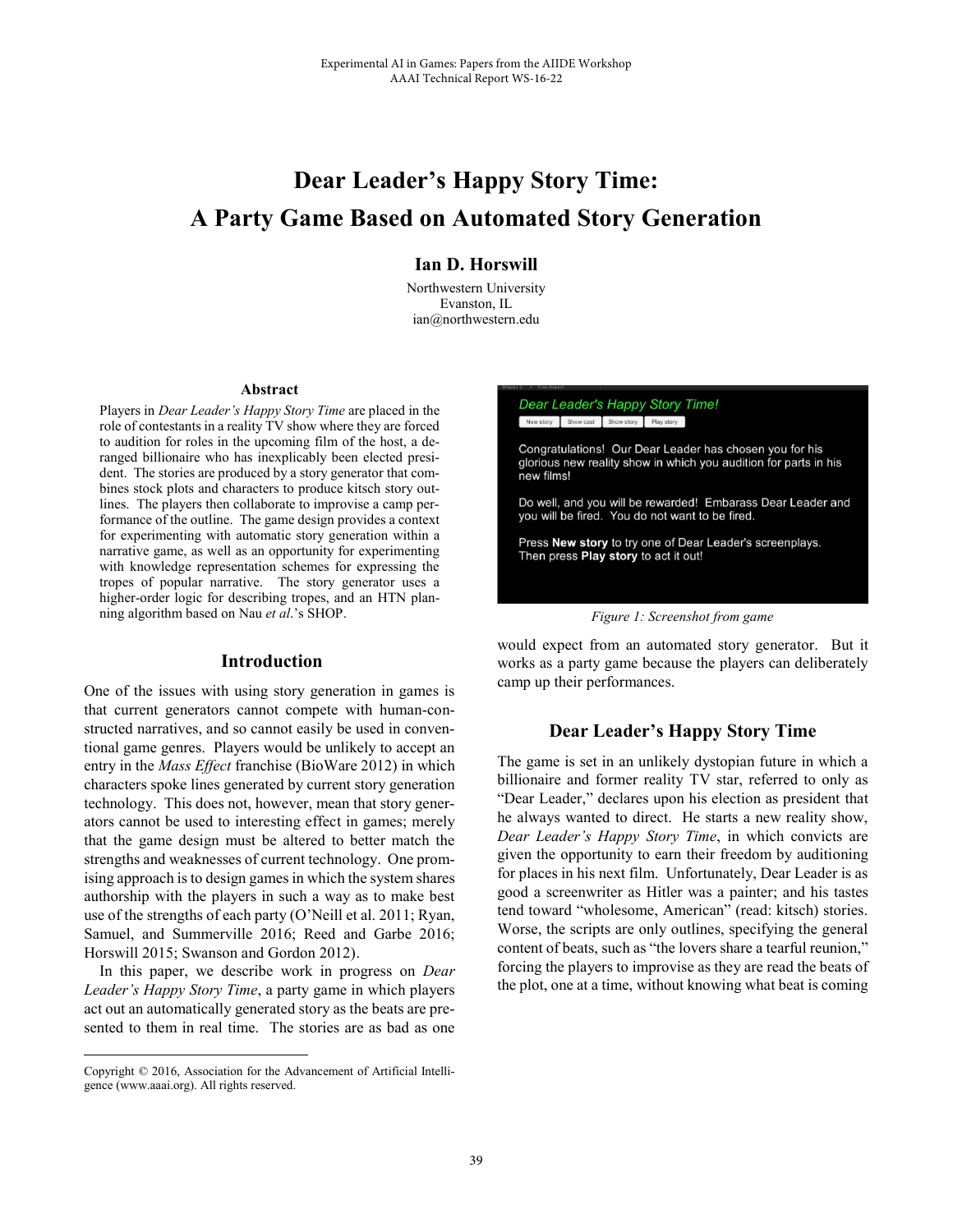Experimental AI in Games: Papers from the AIIDE Workshop
AAAI Technical Report WS-16-22

# Dear Leader's Happy Story Time: A Party Game Based on Automated Story Generation

**Ian D. Horswill**

Northwestern University
Evanston, IL
ian@northwestern.edu

### Abstract

Players in *Dear Leader's Happy Story Time* are placed in the role of contestants in a reality TV show where they are forced to audition for roles in the upcoming film of the host, a deranged billionaire who has inexplicably been elected president. The stories are produced by a story generator that combines stock plots and characters to produce kitsch story outlines. The players then collaborate to improvise a camp performance of the outline. The game design provides a context for experimenting with automatic story generation within a narrative game, as well as an opportunity for experimenting with knowledge representation schemes for expressing the tropes of popular narrative. The story generator uses a higher-order logic for describing tropes, and an HTN planning algorithm based on Nau *et al.*'s SHOP.

## Introduction

One of the issues with using story generation in games is that current generators cannot compete with human-constructed narratives, and so cannot easily be used in conventional game genres. Players would be unlikely to accept an entry in the *Mass Effect* franchise (BioWare 2012) in which characters spoke lines generated by current story generation technology. This does not, however, mean that story generators cannot be used to interesting effect in games; merely that the game design must be altered to better match the strengths and weaknesses of current technology. One promising approach is to design games in which the system shares authorship with the players in such a way as to make best use of the strengths of each party (O'Neill et al. 2011; Ryan, Samuel, and Summerville 2016; Reed and Garbe 2016; Horswill 2015; Swanson and Gordon 2012).

In this paper, we describe work in progress on *Dear Leader's Happy Story Time*, a party game in which players act out an automatically generated story as the beats are presented to them in real time. The stories are as bad as one would expect from an automated story generator. But it works as a party game because the players can deliberately camp up their performances.

Dear Leader's Happy Story Time!

New story | Show cast | Show story | Play story

Congratulations! Our Dear Leader has chosen you for his glorious new reality show in which you audition for parts in his new films!

Do well, and you will be rewarded! Embarass Dear Leader and you will be fired. You do not want to be fired.

Press **New story** to try one of Dear Leader's screenplays. Then press **Play story** to act it out!

*Figure 1: Screenshot from game*

## Dear Leader's Happy Story Time

The game is set in an unlikely dystopian future in which a billionaire and former reality TV star, referred to only as "Dear Leader," declares upon his election as president that he always wanted to direct. He starts a new reality show, *Dear Leader's Happy Story Time*, in which convicts are given the opportunity to earn their freedom by auditioning for places in his next film. Unfortunately, Dear Leader is as good a screenwriter as Hitler was a painter; and his tastes tend toward "wholesome, American" (read: kitsch) stories. Worse, the scripts are only outlines, specifying the general content of beats, such as "the lovers share a tearful reunion," forcing the players to improvise as they are read the beats of the plot, one at a time, without knowing what beat is coming

Copyright © 2016, Association for the Advancement of Artificial Intelligence (www.aaai.org). All rights reserved.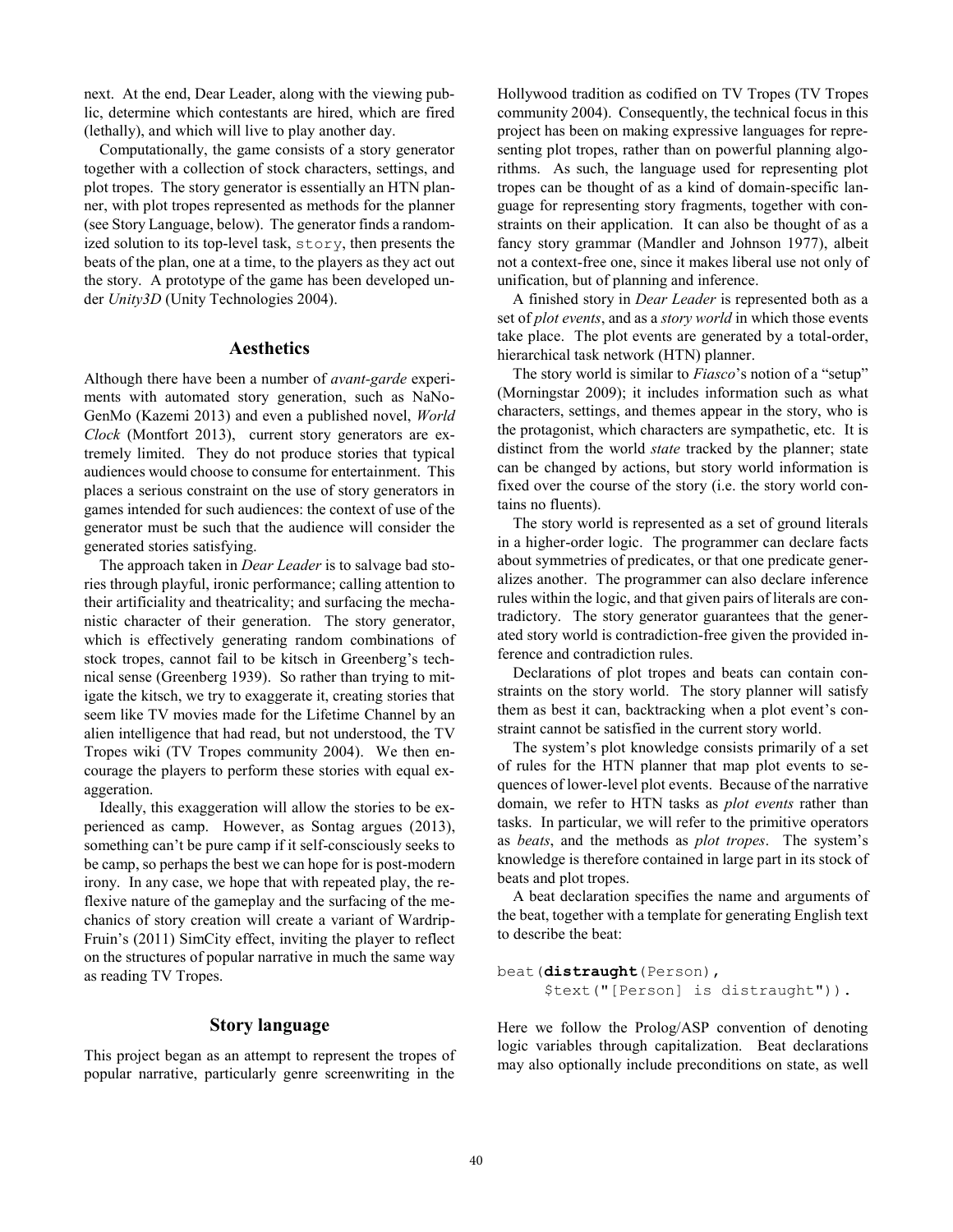next. At the end, Dear Leader, along with the viewing public, determine which contestants are hired, which are fired (lethally), and which will live to play another day.

Computationally, the game consists of a story generator together with a collection of stock characters, settings, and plot tropes. The story generator is essentially an HTN planner, with plot tropes represented as methods for the planner (see Story Language, below). The generator finds a randomized solution to its top-level task, `story`, then presents the beats of the plan, one at a time, to the players as they act out the story. A prototype of the game has been developed under *Unity3D* (Unity Technologies 2004).

## Aesthetics

Although there have been a number of *avant-garde* experiments with automated story generation, such as NaNoGenMo (Kazemi 2013) and even a published novel, *World Clock* (Montfort 2013), current story generators are extremely limited. They do not produce stories that typical audiences would choose to consume for entertainment. This places a serious constraint on the use of story generators in games intended for such audiences: the context of use of the generator must be such that the audience will consider the generated stories satisfying.

The approach taken in *Dear Leader* is to salvage bad stories through playful, ironic performance; calling attention to their artificiality and theatricality; and surfacing the mechanistic character of their generation. The story generator, which is effectively generating random combinations of stock tropes, cannot fail to be kitsch in Greenberg's technical sense (Greenberg 1939). So rather than trying to mitigate the kitsch, we try to exaggerate it, creating stories that seem like TV movies made for the Lifetime Channel by an alien intelligence that had read, but not understood, the TV Tropes wiki (TV Tropes community 2004). We then encourage the players to perform these stories with equal exaggeration.

Ideally, this exaggeration will allow the stories to be experienced as camp. However, as Sontag argues (2013), something can't be pure camp if it self-consciously seeks to be camp, so perhaps the best we can hope for is post-modern irony. In any case, we hope that with repeated play, the reflexive nature of the gameplay and the surfacing of the mechanics of story creation will create a variant of Wardrip-Fruin's (2011) SimCity effect, inviting the player to reflect on the structures of popular narrative in much the same way as reading TV Tropes.

## Story language

This project began as an attempt to represent the tropes of popular narrative, particularly genre screenwriting in the Hollywood tradition as codified on TV Tropes (TV Tropes community 2004). Consequently, the technical focus in this project has been on making expressive languages for representing plot tropes, rather than on powerful planning algorithms. As such, the language used for representing plot tropes can be thought of as a kind of domain-specific language for representing story fragments, together with constraints on their application. It can also be thought of as a fancy story grammar (Mandler and Johnson 1977), albeit not a context-free one, since it makes liberal use not only of unification, but of planning and inference.

A finished story in *Dear Leader* is represented both as a set of *plot events*, and as a *story world* in which those events take place. The plot events are generated by a total-order, hierarchical task network (HTN) planner.

The story world is similar to *Fiasco*'s notion of a "setup" (Morningstar 2009); it includes information such as what characters, settings, and themes appear in the story, who is the protagonist, which characters are sympathetic, etc. It is distinct from the world *state* tracked by the planner; state can be changed by actions, but story world information is fixed over the course of the story (i.e. the story world contains no fluents).

The story world is represented as a set of ground literals in a higher-order logic. The programmer can declare facts about symmetries of predicates, or that one predicate generalizes another. The programmer can also declare inference rules within the logic, and that given pairs of literals are contradictory. The story generator guarantees that the generated story world is contradiction-free given the provided inference and contradiction rules.

Declarations of plot tropes and beats can contain constraints on the story world. The story planner will satisfy them as best it can, backtracking when a plot event's constraint cannot be satisfied in the current story world.

The system's plot knowledge consists primarily of a set of rules for the HTN planner that map plot events to sequences of lower-level plot events. Because of the narrative domain, we refer to HTN tasks as *plot events* rather than tasks. In particular, we will refer to the primitive operators as *beats*, and the methods as *plot tropes*. The system's knowledge is therefore contained in large part in its stock of beats and plot tropes.

A beat declaration specifies the name and arguments of the beat, together with a template for generating English text to describe the beat:

```
beat(distraught(Person),
     $text("[Person] is distraught")).
```

Here we follow the Prolog/ASP convention of denoting logic variables through capitalization. Beat declarations may also optionally include preconditions on state, as well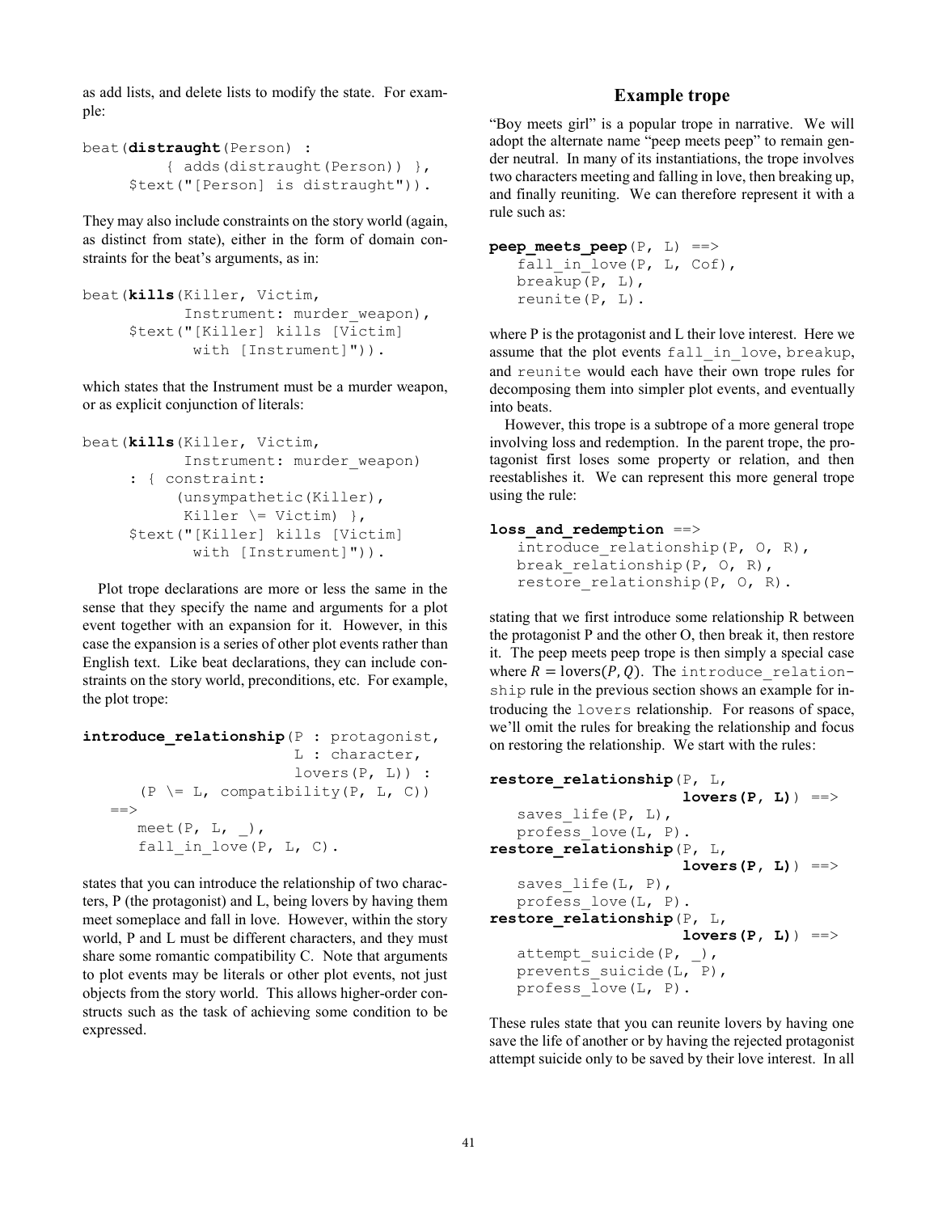as add lists, and delete lists to modify the state. For example:

```
beat(distraught(Person) :
        { adds(distraught(Person)) },
     $text("[Person] is distraught")).
```

They may also include constraints on the story world (again, as distinct from state), either in the form of domain constraints for the beat's arguments, as in:

```
beat(kills(Killer, Victim,
           Instrument: murder_weapon),
     $text("[Killer] kills [Victim]
            with [Instrument]")).
```

which states that the Instrument must be a murder weapon, or as explicit conjunction of literals:

```
beat(kills(Killer, Victim,
           Instrument: murder_weapon)
     : { constraint:
          (unsympathetic(Killer),
           Killer \= Victim) },
     $text("[Killer] kills [Victim]
            with [Instrument]")).
```

Plot trope declarations are more or less the same in the sense that they specify the name and arguments for a plot event together with an expansion for it. However, in this case the expansion is a series of other plot events rather than English text. Like beat declarations, they can include constraints on the story world, preconditions, etc. For example, the plot trope:

```
introduce_relationship(P : protagonist,
                        L : character,
                        lovers(P, L)) :
     (P \= L, compatibility(P, L, C))
  ==>
     meet(P, L, _),
     fall_in_love(P, L, C).
```

states that you can introduce the relationship of two characters, P (the protagonist) and L, being lovers by having them meet someplace and fall in love. However, within the story world, P and L must be different characters, and they must share some romantic compatibility C. Note that arguments to plot events may be literals or other plot events, not just objects from the story world. This allows higher-order constructs such as the task of achieving some condition to be expressed.

## Example trope

"Boy meets girl" is a popular trope in narrative. We will adopt the alternate name "peep meets peep" to remain gender neutral. In many of its instantiations, the trope involves two characters meeting and falling in love, then breaking up, and finally reuniting. We can therefore represent it with a rule such as:

```
peep_meets_peep(P, L) ==>
   fall_in_love(P, L, Cof),
   breakup(P, L),
   reunite(P, L).
```

where P is the protagonist and L their love interest. Here we assume that the plot events `fall_in_love`, `breakup`, and `reunite` would each have their own trope rules for decomposing them into simpler plot events, and eventually into beats.

However, this trope is a subtrope of a more general trope involving loss and redemption. In the parent trope, the protagonist first loses some property or relation, and then reestablishes it. We can represent this more general trope using the rule:

```
loss_and_redemption ==>
   introduce_relationship(P, O, R),
   break_relationship(P, O, R),
   restore_relationship(P, O, R).
```

stating that we first introduce some relationship R between the protagonist P and the other O, then break it, then restore it. The peep meets peep trope is then simply a special case where $R = \text{lovers}(P, Q)$. The `introduce_relationship` rule in the previous section shows an example for introducing the `lovers` relationship. For reasons of space, we'll omit the rules for breaking the relationship and focus on restoring the relationship. We start with the rules:

```
restore_relationship(P, L,
                     lovers(P, L)) ==>
   saves_life(P, L),
   profess_love(L, P).
restore_relationship(P, L,
                     lovers(P, L)) ==>
   saves_life(L, P),
   profess_love(L, P).
restore_relationship(P, L,
                     lovers(P, L)) ==>
   attempt_suicide(P, _),
   prevents_suicide(L, P),
   profess_love(L, P).
```

These rules state that you can reunite lovers by having one save the life of another or by having the rejected protagonist attempt suicide only to be saved by their love interest. In all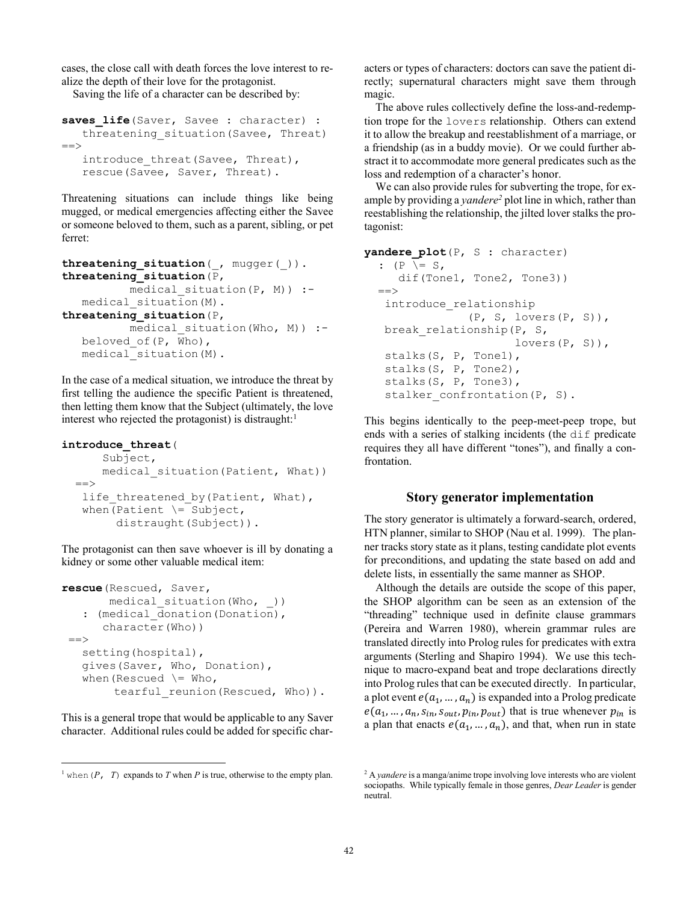cases, the close call with death forces the love interest to realize the depth of their love for the protagonist.

Saving the life of a character can be described by:

```
saves_life(Saver, Savee : character) :
   threatening_situation(Savee, Threat)
==>
   introduce_threat(Savee, Threat),
   rescue(Savee, Saver, Threat).
```

Threatening situations can include things like being mugged, or medical emergencies affecting either the Savee or someone beloved to them, such as a parent, sibling, or pet ferret:

```
threatening_situation(_, mugger(_)).
threatening_situation(P,
          medical_situation(P, M)) :-
   medical_situation(M).
threatening_situation(P,
          medical_situation(Who, M)) :-
   beloved_of(P, Who),
   medical_situation(M).
```

In the case of a medical situation, we introduce the threat by first telling the audience the specific Patient is threatened, then letting them know that the Subject (ultimately, the love interest who rejected the protagonist) is distraught:[1]

```
introduce_threat(
      Subject,
      medical_situation(Patient, What))
  ==>
   life_threatened_by(Patient, What),
   when(Patient \= Subject,
        distraught(Subject)).
```

The protagonist can then save whoever is ill by donating a kidney or some other valuable medical item:

```
rescue(Rescued, Saver,
       medical_situation(Who, _))
   : (medical_donation(Donation),
      character(Who))
 ==>
   setting(hospital),
   gives(Saver, Who, Donation),
   when(Rescued \= Who,
        tearful_reunion(Rescued, Who)).
```

This is a general trope that would be applicable to any Saver character. Additional rules could be added for specific characters or types of characters: doctors can save the patient directly; supernatural characters might save them through magic.

The above rules collectively define the loss-and-redemption trope for the `lovers` relationship. Others can extend it to allow the breakup and reestablishment of a marriage, or a friendship (as in a buddy movie). Or we could further abstract it to accommodate more general predicates such as the loss and redemption of a character's honor.

We can also provide rules for subverting the trope, for example by providing a *yandere*[2] plot line in which, rather than reestablishing the relationship, the jilted lover stalks the protagonist:

```
yandere_plot(P, S : character)
  : (P \= S,
    dif(Tone1, Tone2, Tone3))
  ==>
   introduce_relationship
            (P, S, lovers(P, S)),
   break_relationship(P, S,
                     lovers(P, S)),
   stalks(S, P, Tone1),
   stalks(S, P, Tone2),
   stalks(S, P, Tone3),
   stalker_confrontation(P, S).
```

This begins identically to the peep-meet-peep trope, but ends with a series of stalking incidents (the `dif` predicate requires they all have different "tones"), and finally a confrontation.

## Story generator implementation

The story generator is ultimately a forward-search, ordered, HTN planner, similar to SHOP (Nau et al. 1999). The planner tracks story state as it plans, testing candidate plot events for preconditions, and updating the state based on add and delete lists, in essentially the same manner as SHOP.

Although the details are outside the scope of this paper, the SHOP algorithm can be seen as an extension of the "threading" technique used in definite clause grammars (Pereira and Warren 1980), wherein grammar rules are translated directly into Prolog rules for predicates with extra arguments (Sterling and Shapiro 1994). We use this technique to macro-expand beat and trope declarations directly into Prolog rules that can be executed directly. In particular, a plot event $e(a_1, \ldots, a_n)$ is expanded into a Prolog predicate $e(a_1, \ldots, a_n, s_{in}, s_{out}, p_{in}, p_{out})$ that is true whenever $p_{in}$ is a plan that enacts $e(a_1, \ldots, a_n)$, and that, when run in state

---

[1] `when(P, T)` expands to *T* when *P* is true, otherwise to the empty plan.

[2] A *yandere* is a manga/anime trope involving love interests who are violent sociopaths. While typically female in those genres, *Dear Leader* is gender neutral.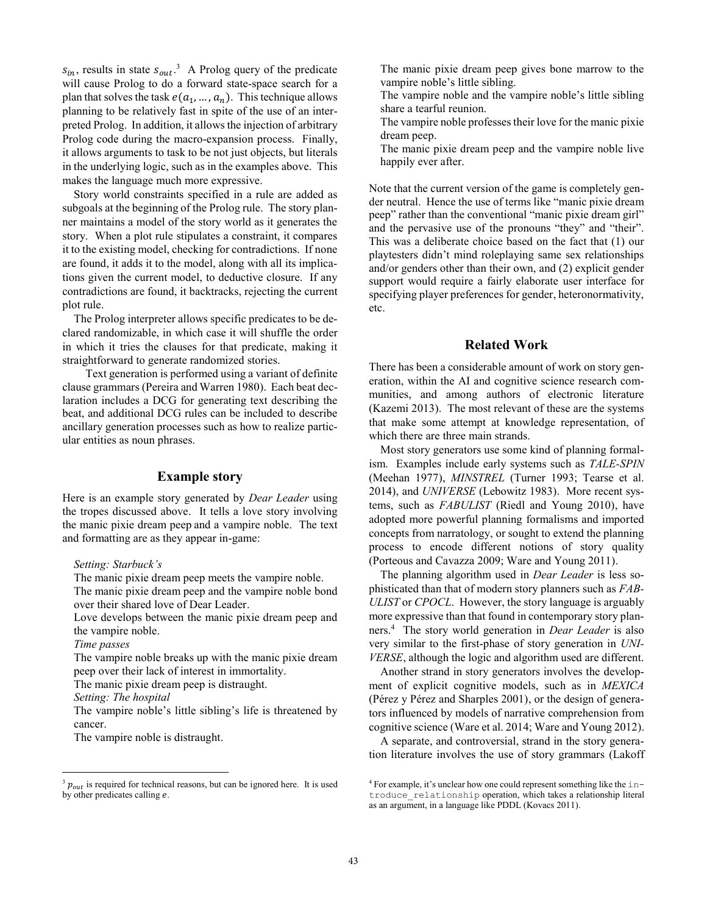$s_{in}$, results in state $s_{out}$.[3] A Prolog query of the predicate will cause Prolog to do a forward state-space search for a plan that solves the task $e(a_1, \ldots, a_n)$. This technique allows planning to be relatively fast in spite of the use of an interpreted Prolog. In addition, it allows the injection of arbitrary Prolog code during the macro-expansion process. Finally, it allows arguments to task to be not just objects, but literals in the underlying logic, such as in the examples above. This makes the language much more expressive.

Story world constraints specified in a rule are added as subgoals at the beginning of the Prolog rule. The story planner maintains a model of the story world as it generates the story. When a plot rule stipulates a constraint, it compares it to the existing model, checking for contradictions. If none are found, it adds it to the model, along with all its implications given the current model, to deductive closure. If any contradictions are found, it backtracks, rejecting the current plot rule.

The Prolog interpreter allows specific predicates to be declared randomizable, in which case it will shuffle the order in which it tries the clauses for that predicate, making it straightforward to generate randomized stories.

Text generation is performed using a variant of definite clause grammars (Pereira and Warren 1980). Each beat declaration includes a DCG for generating text describing the beat, and additional DCG rules can be included to describe ancillary generation processes such as how to realize particular entities as noun phrases.

## Example story

Here is an example story generated by *Dear Leader* using the tropes discussed above. It tells a love story involving the manic pixie dream peep and a vampire noble. The text and formatting are as they appear in-game:

> *Setting: Starbuck's*
> The manic pixie dream peep meets the vampire noble.
> The manic pixie dream peep and the vampire noble bond over their shared love of Dear Leader.
> Love develops between the manic pixie dream peep and the vampire noble.
> *Time passes*
> The vampire noble breaks up with the manic pixie dream peep over their lack of interest in immortality.
> The manic pixie dream peep is distraught.
> *Setting: The hospital*
> The vampire noble's little sibling's life is threatened by cancer.
> The vampire noble is distraught.
> The manic pixie dream peep gives bone marrow to the vampire noble's little sibling.
> The vampire noble and the vampire noble's little sibling share a tearful reunion.
> The vampire noble professes their love for the manic pixie dream peep.
> The manic pixie dream peep and the vampire noble live happily ever after.

Note that the current version of the game is completely gender neutral. Hence the use of terms like "manic pixie dream peep" rather than the conventional "manic pixie dream girl" and the pervasive use of the pronouns "they" and "their". This was a deliberate choice based on the fact that (1) our playtesters didn't mind roleplaying same sex relationships and/or genders other than their own, and (2) explicit gender support would require a fairly elaborate user interface for specifying player preferences for gender, heteronormativity, etc.

## Related Work

There has been a considerable amount of work on story generation, within the AI and cognitive science research communities, and among authors of electronic literature (Kazemi 2013). The most relevant of these are the systems that make some attempt at knowledge representation, of which there are three main strands.

Most story generators use some kind of planning formalism. Examples include early systems such as *TALE-SPIN* (Meehan 1977), *MINSTREL* (Turner 1993; Tearse et al. 2014), and *UNIVERSE* (Lebowitz 1983). More recent systems, such as *FABULIST* (Riedl and Young 2010), have adopted more powerful planning formalisms and imported concepts from narratology, or sought to extend the planning process to encode different notions of story quality (Porteous and Cavazza 2009; Ware and Young 2011).

The planning algorithm used in *Dear Leader* is less sophisticated than that of modern story planners such as *FABULIST* or *CPOCL*. However, the story language is arguably more expressive than that found in contemporary story planners.[4] The story world generation in *Dear Leader* is also very similar to the first-phase of story generation in *UNIVERSE*, although the logic and algorithm used are different.

Another strand in story generators involves the development of explicit cognitive models, such as in *MEXICA* (Pérez y Pérez and Sharples 2001), or the design of generators influenced by models of narrative comprehension from cognitive science (Ware et al. 2014; Ware and Young 2012).

A separate, and controversial, strand in the story generation literature involves the use of story grammars (Lakoff

[3] $p_{out}$ is required for technical reasons, but can be ignored here. It is used by other predicates calling $e$.

[4] For example, it's unclear how one could represent something like the `introduce_relationship` operation, which takes a relationship literal as an argument, in a language like PDDL (Kovacs 2011).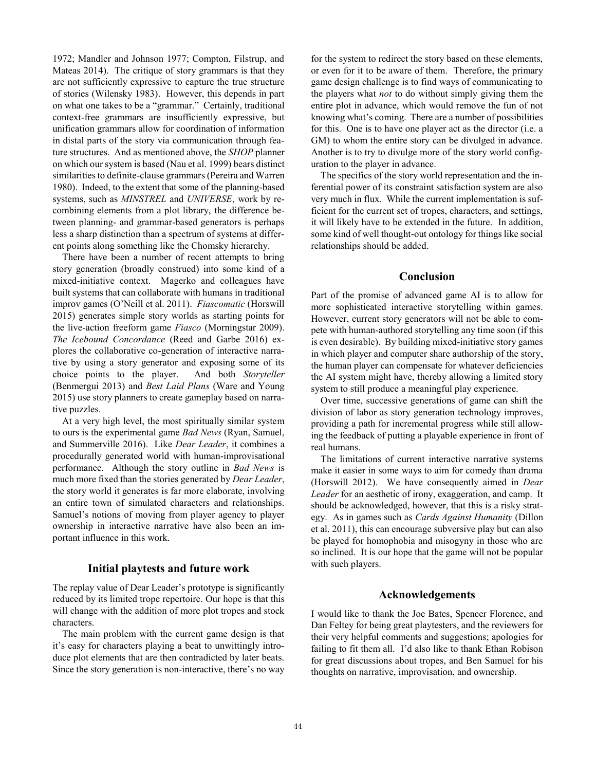1972; Mandler and Johnson 1977; Compton, Filstrup, and Mateas 2014). The critique of story grammars is that they are not sufficiently expressive to capture the true structure of stories (Wilensky 1983). However, this depends in part on what one takes to be a "grammar." Certainly, traditional context-free grammars are insufficiently expressive, but unification grammars allow for coordination of information in distal parts of the story via communication through feature structures. And as mentioned above, the *SHOP* planner on which our system is based (Nau et al. 1999) bears distinct similarities to definite-clause grammars (Pereira and Warren 1980). Indeed, to the extent that some of the planning-based systems, such as *MINSTREL* and *UNIVERSE*, work by recombining elements from a plot library, the difference between planning- and grammar-based generators is perhaps less a sharp distinction than a spectrum of systems at different points along something like the Chomsky hierarchy.

There have been a number of recent attempts to bring story generation (broadly construed) into some kind of a mixed-initiative context. Magerko and colleagues have built systems that can collaborate with humans in traditional improv games (O'Neill et al. 2011). *Fiascomatic* (Horswill 2015) generates simple story worlds as starting points for the live-action freeform game *Fiasco* (Morningstar 2009). *The Icebound Concordance* (Reed and Garbe 2016) explores the collaborative co-generation of interactive narrative by using a story generator and exposing some of its choice points to the player. And both *Storyteller* (Benmergui 2013) and *Best Laid Plans* (Ware and Young 2015) use story planners to create gameplay based on narrative puzzles.

At a very high level, the most spiritually similar system to ours is the experimental game *Bad News* (Ryan, Samuel, and Summerville 2016). Like *Dear Leader*, it combines a procedurally generated world with human-improvisational performance. Although the story outline in *Bad News* is much more fixed than the stories generated by *Dear Leader*, the story world it generates is far more elaborate, involving an entire town of simulated characters and relationships. Samuel's notions of moving from player agency to player ownership in interactive narrative have also been an important influence in this work.

## Initial playtests and future work

The replay value of Dear Leader's prototype is significantly reduced by its limited trope repertoire. Our hope is that this will change with the addition of more plot tropes and stock characters.

The main problem with the current game design is that it's easy for characters playing a beat to unwittingly introduce plot elements that are then contradicted by later beats. Since the story generation is non-interactive, there's no way for the system to redirect the story based on these elements, or even for it to be aware of them. Therefore, the primary game design challenge is to find ways of communicating to the players what *not* to do without simply giving them the entire plot in advance, which would remove the fun of not knowing what's coming. There are a number of possibilities for this. One is to have one player act as the director (i.e. a GM) to whom the entire story can be divulged in advance. Another is to try to divulge more of the story world configuration to the player in advance.

The specifics of the story world representation and the inferential power of its constraint satisfaction system are also very much in flux. While the current implementation is sufficient for the current set of tropes, characters, and settings, it will likely have to be extended in the future. In addition, some kind of well thought-out ontology for things like social relationships should be added.

## Conclusion

Part of the promise of advanced game AI is to allow for more sophisticated interactive storytelling within games. However, current story generators will not be able to compete with human-authored storytelling any time soon (if this is even desirable). By building mixed-initiative story games in which player and computer share authorship of the story, the human player can compensate for whatever deficiencies the AI system might have, thereby allowing a limited story system to still produce a meaningful play experience.

Over time, successive generations of game can shift the division of labor as story generation technology improves, providing a path for incremental progress while still allowing the feedback of putting a playable experience in front of real humans.

The limitations of current interactive narrative systems make it easier in some ways to aim for comedy than drama (Horswill 2012). We have consequently aimed in *Dear Leader* for an aesthetic of irony, exaggeration, and camp. It should be acknowledged, however, that this is a risky strategy. As in games such as *Cards Against Humanity* (Dillon et al. 2011), this can encourage subversive play but can also be played for homophobia and misogyny in those who are so inclined. It is our hope that the game will not be popular with such players.

## Acknowledgements

I would like to thank the Joe Bates, Spencer Florence, and Dan Feltey for being great playtesters, and the reviewers for their very helpful comments and suggestions; apologies for failing to fit them all. I'd also like to thank Ethan Robison for great discussions about tropes, and Ben Samuel for his thoughts on narrative, improvisation, and ownership.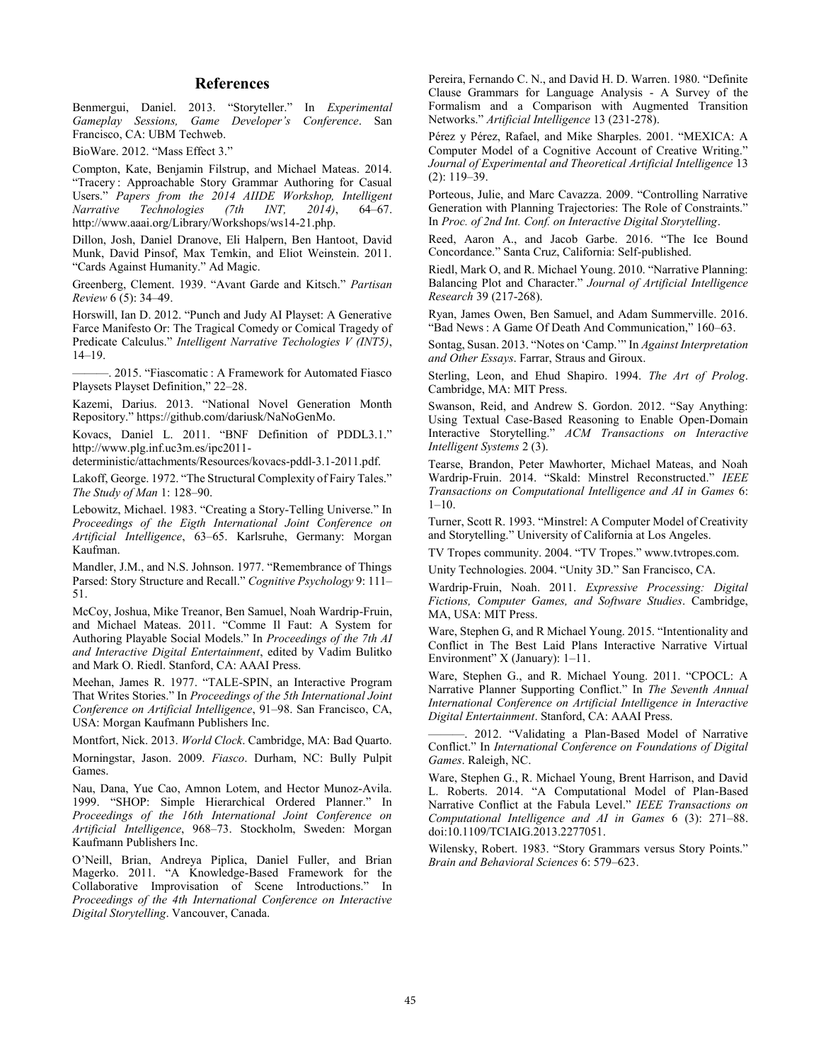## References

Benmergui, Daniel. 2013. "Storyteller." In *Experimental Gameplay Sessions, Game Developer's Conference*. San Francisco, CA: UBM Techweb.

BioWare. 2012. "Mass Effect 3."

Compton, Kate, Benjamin Filstrup, and Michael Mateas. 2014. "Tracery : Approachable Story Grammar Authoring for Casual Users." *Papers from the 2014 AIIDE Workshop, Intelligent Narrative Technologies (7th INT, 2014)*, 64–67. http://www.aaai.org/Library/Workshops/ws14-21.php.

Dillon, Josh, Daniel Dranove, Eli Halpern, Ben Hantoot, David Munk, David Pinsof, Max Temkin, and Eliot Weinstein. 2011. "Cards Against Humanity." Ad Magic.

Greenberg, Clement. 1939. "Avant Garde and Kitsch." *Partisan Review* 6 (5): 34–49.

Horswill, Ian D. 2012. "Punch and Judy AI Playset: A Generative Farce Manifesto Or: The Tragical Comedy or Comical Tragedy of Predicate Calculus." *Intelligent Narrative Techologies V (INT5)*, 14–19.

———. 2015. "Fiascomatic : A Framework for Automated Fiasco Playsets Playset Definition," 22–28.

Kazemi, Darius. 2013. "National Novel Generation Month Repository." https://github.com/dariusk/NaNoGenMo.

Kovacs, Daniel L. 2011. "BNF Definition of PDDL3.1." http://www.plg.inf.uc3m.es/ipc2011-deterministic/attachments/Resources/kovacs-pddl-3.1-2011.pdf.

Lakoff, George. 1972. "The Structural Complexity of Fairy Tales." *The Study of Man* 1: 128–90.

Lebowitz, Michael. 1983. "Creating a Story-Telling Universe." In *Proceedings of the Eigth International Joint Conference on Artificial Intelligence*, 63–65. Karlsruhe, Germany: Morgan Kaufman.

Mandler, J.M., and N.S. Johnson. 1977. "Remembrance of Things Parsed: Story Structure and Recall." *Cognitive Psychology* 9: 111–51.

McCoy, Joshua, Mike Treanor, Ben Samuel, Noah Wardrip-Fruin, and Michael Mateas. 2011. "Comme Il Faut: A System for Authoring Playable Social Models." In *Proceedings of the 7th AI and Interactive Digital Entertainment*, edited by Vadim Bulitko and Mark O. Riedl. Stanford, CA: AAAI Press.

Meehan, James R. 1977. "TALE-SPIN, an Interactive Program That Writes Stories." In *Proceedings of the 5th International Joint Conference on Artificial Intelligence*, 91–98. San Francisco, CA, USA: Morgan Kaufmann Publishers Inc.

Montfort, Nick. 2013. *World Clock*. Cambridge, MA: Bad Quarto.

Morningstar, Jason. 2009. *Fiasco*. Durham, NC: Bully Pulpit Games.

Nau, Dana, Yue Cao, Amnon Lotem, and Hector Munoz-Avila. 1999. "SHOP: Simple Hierarchical Ordered Planner." In *Proceedings of the 16th International Joint Conference on Artificial Intelligence*, 968–73. Stockholm, Sweden: Morgan Kaufmann Publishers Inc.

O'Neill, Brian, Andreya Piplica, Daniel Fuller, and Brian Magerko. 2011. "A Knowledge-Based Framework for the Collaborative Improvisation of Scene Introductions." In *Proceedings of the 4th International Conference on Interactive Digital Storytelling*. Vancouver, Canada.

Pereira, Fernando C. N., and David H. D. Warren. 1980. "Definite Clause Grammars for Language Analysis - A Survey of the Formalism and a Comparison with Augmented Transition Networks." *Artificial Intelligence* 13 (231-278).

Pérez y Pérez, Rafael, and Mike Sharples. 2001. "MEXICA: A Computer Model of a Cognitive Account of Creative Writing." *Journal of Experimental and Theoretical Artificial Intelligence* 13 (2): 119–39.

Porteous, Julie, and Marc Cavazza. 2009. "Controlling Narrative Generation with Planning Trajectories: The Role of Constraints." In *Proc. of 2nd Int. Conf. on Interactive Digital Storytelling*.

Reed, Aaron A., and Jacob Garbe. 2016. "The Ice Bound Concordance." Santa Cruz, California: Self-published.

Riedl, Mark O, and R. Michael Young. 2010. "Narrative Planning: Balancing Plot and Character." *Journal of Artificial Intelligence Research* 39 (217-268).

Ryan, James Owen, Ben Samuel, and Adam Summerville. 2016. "Bad News : A Game Of Death And Communication," 160–63.

Sontag, Susan. 2013. "Notes on 'Camp.'" In *Against Interpretation and Other Essays*. Farrar, Straus and Giroux.

Sterling, Leon, and Ehud Shapiro. 1994. *The Art of Prolog*. Cambridge, MA: MIT Press.

Swanson, Reid, and Andrew S. Gordon. 2012. "Say Anything: Using Textual Case-Based Reasoning to Enable Open-Domain Interactive Storytelling." *ACM Transactions on Interactive Intelligent Systems* 2 (3).

Tearse, Brandon, Peter Mawhorter, Michael Mateas, and Noah Wardrip-Fruin. 2014. "Skald: Minstrel Reconstructed." *IEEE Transactions on Computational Intelligence and AI in Games* 6: 1–10.

Turner, Scott R. 1993. "Minstrel: A Computer Model of Creativity and Storytelling." University of California at Los Angeles.

TV Tropes community. 2004. "TV Tropes." www.tvtropes.com.

Unity Technologies. 2004. "Unity 3D." San Francisco, CA.

Wardrip-Fruin, Noah. 2011. *Expressive Processing: Digital Fictions, Computer Games, and Software Studies*. Cambridge, MA, USA: MIT Press.

Ware, Stephen G, and R Michael Young. 2015. "Intentionality and Conflict in The Best Laid Plans Interactive Narrative Virtual Environment" X (January): 1–11.

Ware, Stephen G., and R. Michael Young. 2011. "CPOCL: A Narrative Planner Supporting Conflict." In *The Seventh Annual International Conference on Artificial Intelligence in Interactive Digital Entertainment*. Stanford, CA: AAAI Press.

———. 2012. "Validating a Plan-Based Model of Narrative Conflict." In *International Conference on Foundations of Digital Games*. Raleigh, NC.

Ware, Stephen G., R. Michael Young, Brent Harrison, and David L. Roberts. 2014. "A Computational Model of Plan-Based Narrative Conflict at the Fabula Level." *IEEE Transactions on Computational Intelligence and AI in Games* 6 (3): 271–88. doi:10.1109/TCIAIG.2013.2277051.

Wilensky, Robert. 1983. "Story Grammars versus Story Points." *Brain and Behavioral Sciences* 6: 579–623.